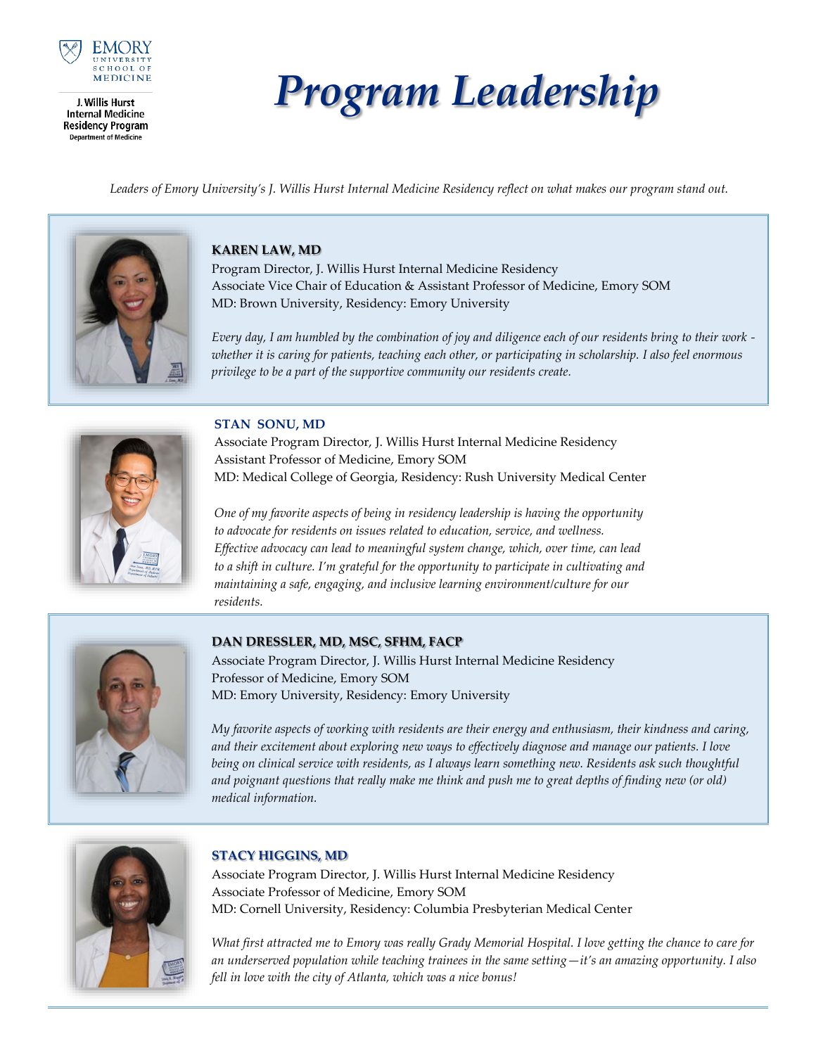Emory University School of Medicine

J. Willis Hurst Internal Medicine Residency Program
Department of Medicine

# Program Leadership

*Leaders of Emory University's J. Willis Hurst Internal Medicine Residency reflect on what makes our program stand out.*

### KAREN LAW, MD

Program Director, J. Willis Hurst Internal Medicine Residency
Associate Vice Chair of Education & Assistant Professor of Medicine, Emory SOM
MD: Brown University, Residency: Emory University

*Every day, I am humbled by the combination of joy and diligence each of our residents bring to their work - whether it is caring for patients, teaching each other, or participating in scholarship. I also feel enormous privilege to be a part of the supportive community our residents create.*

### STAN SONU, MD

Associate Program Director, J. Willis Hurst Internal Medicine Residency
Assistant Professor of Medicine, Emory SOM
MD: Medical College of Georgia, Residency: Rush University Medical Center

*One of my favorite aspects of being in residency leadership is having the opportunity to advocate for residents on issues related to education, service, and wellness. Effective advocacy can lead to meaningful system change, which, over time, can lead to a shift in culture. I'm grateful for the opportunity to participate in cultivating and maintaining a safe, engaging, and inclusive learning environment/culture for our residents.*

### DAN DRESSLER, MD, MSC, SFHM, FACP

Associate Program Director, J. Willis Hurst Internal Medicine Residency
Professor of Medicine, Emory SOM
MD: Emory University, Residency: Emory University

*My favorite aspects of working with residents are their energy and enthusiasm, their kindness and caring, and their excitement about exploring new ways to effectively diagnose and manage our patients. I love being on clinical service with residents, as I always learn something new. Residents ask such thoughtful and poignant questions that really make me think and push me to great depths of finding new (or old) medical information.*

### STACY HIGGINS, MD

Associate Program Director, J. Willis Hurst Internal Medicine Residency
Associate Professor of Medicine, Emory SOM
MD: Cornell University, Residency: Columbia Presbyterian Medical Center

*What first attracted me to Emory was really Grady Memorial Hospital. I love getting the chance to care for an underserved population while teaching trainees in the same setting—it's an amazing opportunity. I also fell in love with the city of Atlanta, which was a nice bonus!*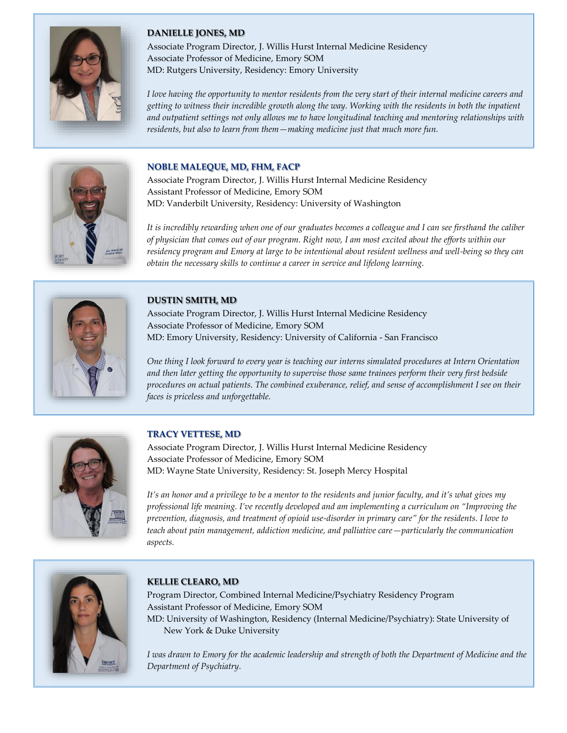### DANIELLE JONES, MD

Associate Program Director, J. Willis Hurst Internal Medicine Residency
Associate Professor of Medicine, Emory SOM
MD: Rutgers University, Residency: Emory University

*I love having the opportunity to mentor residents from the very start of their internal medicine careers and getting to witness their incredible growth along the way. Working with the residents in both the inpatient and outpatient settings not only allows me to have longitudinal teaching and mentoring relationships with residents, but also to learn from them—making medicine just that much more fun.*

### NOBLE MALEQUE, MD, FHM, FACP

Associate Program Director, J. Willis Hurst Internal Medicine Residency
Assistant Professor of Medicine, Emory SOM
MD: Vanderbilt University, Residency: University of Washington

*It is incredibly rewarding when one of our graduates becomes a colleague and I can see firsthand the caliber of physician that comes out of our program. Right now, I am most excited about the efforts within our residency program and Emory at large to be intentional about resident wellness and well-being so they can obtain the necessary skills to continue a career in service and lifelong learning.*

### DUSTIN SMITH, MD

Associate Program Director, J. Willis Hurst Internal Medicine Residency
Associate Professor of Medicine, Emory SOM
MD: Emory University, Residency: University of California - San Francisco

*One thing I look forward to every year is teaching our interns simulated procedures at Intern Orientation and then later getting the opportunity to supervise those same trainees perform their very first bedside procedures on actual patients. The combined exuberance, relief, and sense of accomplishment I see on their faces is priceless and unforgettable.*

### TRACY VETTESE, MD

Associate Program Director, J. Willis Hurst Internal Medicine Residency
Associate Professor of Medicine, Emory SOM
MD: Wayne State University, Residency: St. Joseph Mercy Hospital

*It's an honor and a privilege to be a mentor to the residents and junior faculty, and it's what gives my professional life meaning. I've recently developed and am implementing a curriculum on "Improving the prevention, diagnosis, and treatment of opioid use-disorder in primary care" for the residents. I love to teach about pain management, addiction medicine, and palliative care—particularly the communication aspects.*

### KELLIE CLEARO, MD

Program Director, Combined Internal Medicine/Psychiatry Residency Program
Assistant Professor of Medicine, Emory SOM
MD: University of Washington, Residency (Internal Medicine/Psychiatry): State University of New York & Duke University

*I was drawn to Emory for the academic leadership and strength of both the Department of Medicine and the Department of Psychiatry.*